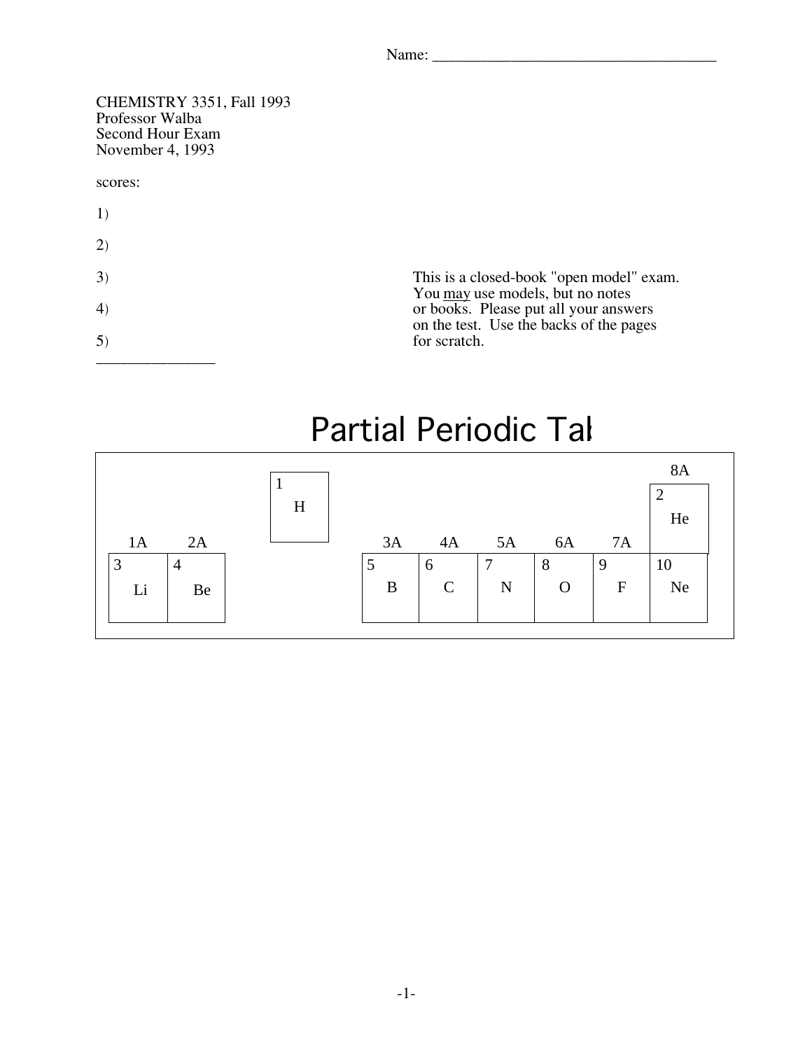Name: ______________________________________

CHEMISTRY 3351, Fall 1993
Professor Walba
Second Hour Exam
November 4, 1993

scores:

1)

2)

3)

4)

5)

_______________

This is a closed-book "open model" exam. You may use models, but no notes or books. Please put all your answers on the test. Use the backs of the pages for scratch.

# Partial Periodic Tal

| 1A | 2A | | 3A | 4A | 5A | 6A | 7A | 8A |
|---|---|---|---|---|---|---|---|---|
| | | 1 H | | | | | | 2 He |
| 3 Li | 4 Be | | 5 B | 6 C | 7 N | 8 O | 9 F | 10 Ne |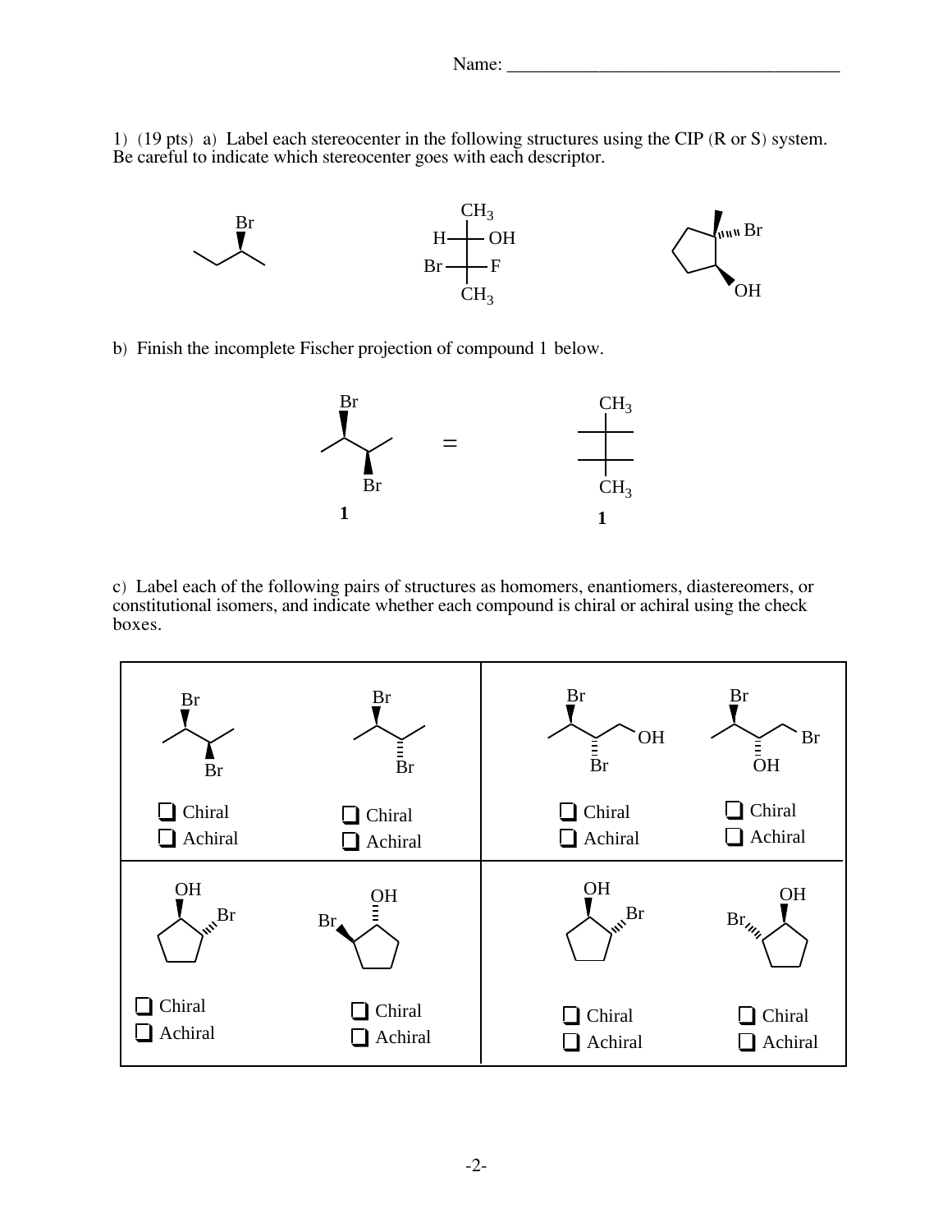1) (19 pts) a) Label each stereocenter in the following structures using the CIP (R or S) system. Be careful to indicate which stereocenter goes with each descriptor.

b) Finish the incomplete Fischer projection of compound 1 below.

**1** = **1**

c) Label each of the following pairs of structures as homomers, enantiomers, diastereomers, or constitutional isomers, and indicate whether each compound is chiral or achiral using the check boxes.

| | | | |
|---|---|---|---|
| ❑ Chiral<br>❑ Achiral | ❑ Chiral<br>❑ Achiral | ❑ Chiral<br>❑ Achiral | ❑ Chiral<br>❑ Achiral |
| ❑ Chiral<br>❑ Achiral | ❑ Chiral<br>❑ Achiral | ❑ Chiral<br>❑ Achiral | ❑ Chiral<br>❑ Achiral |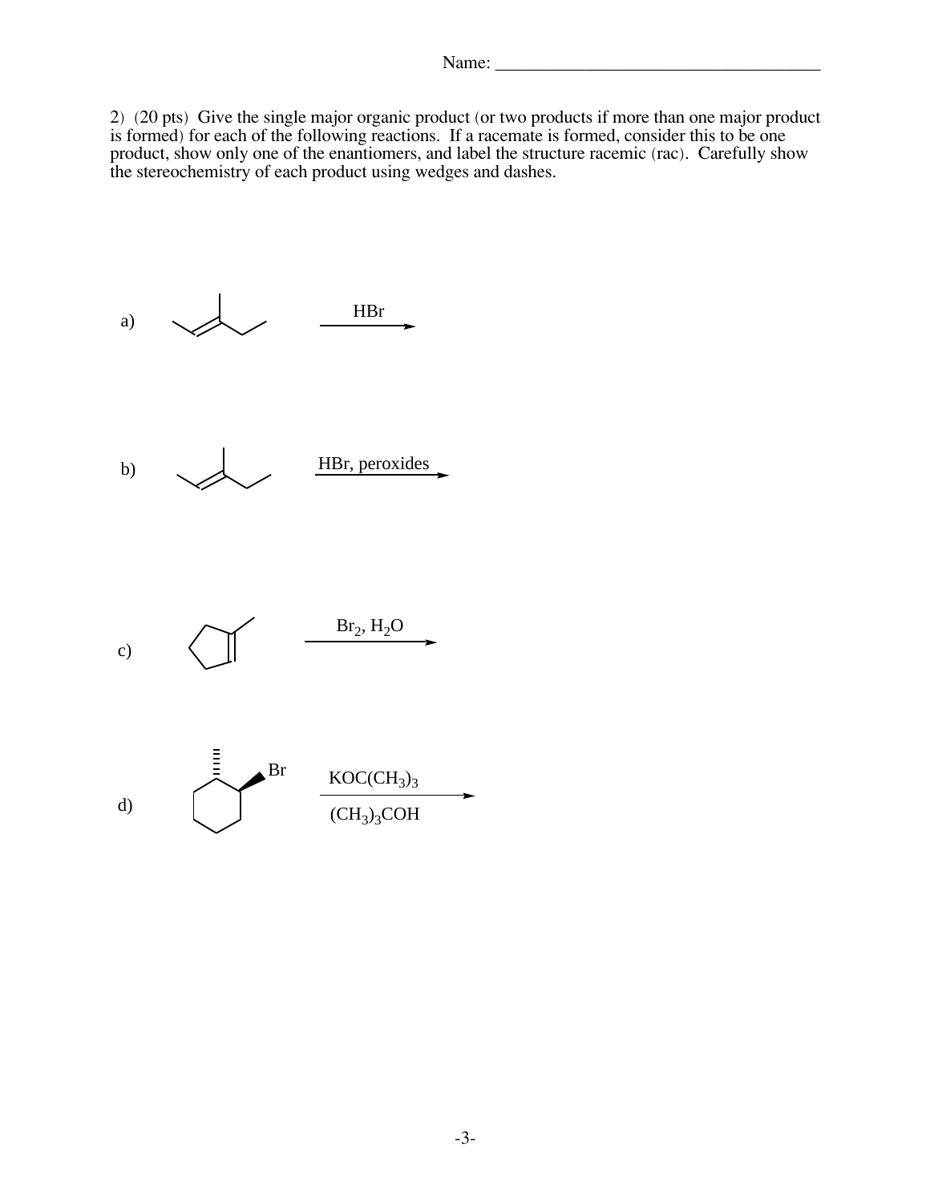Name: ______________________________________

2) (20 pts) Give the single major organic product (or two products if more than one major product is formed) for each of the following reactions. If a racemate is formed, consider this to be one product, show only one of the enantiomers, and label the structure racemic (rac). Carefully show the stereochemistry of each product using wedges and dashes.

a) HBr

b) HBr, peroxides

c) $Br_2$, $H_2O$

d) Br; $KOC(CH_3)_3$, $(CH_3)_3COH$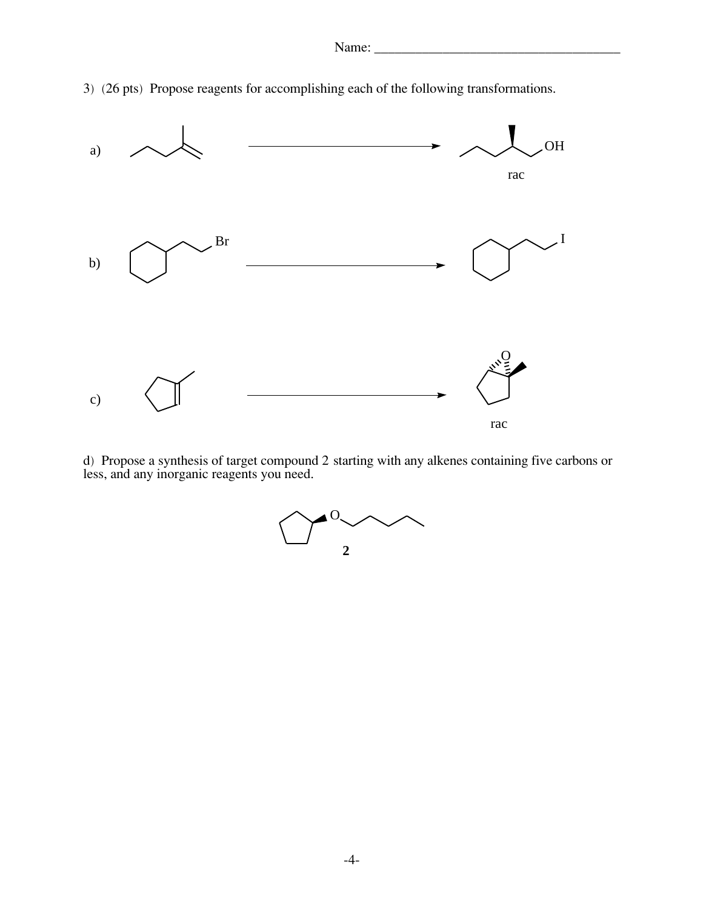Name: ______________________________________

3) (26 pts) Propose reagents for accomplishing each of the following transformations.

a)

rac

b)

Br

I

c)

O

rac

d) Propose a synthesis of target compound 2 starting with any alkenes containing five carbons or less, and any inorganic reagents you need.

O

**2**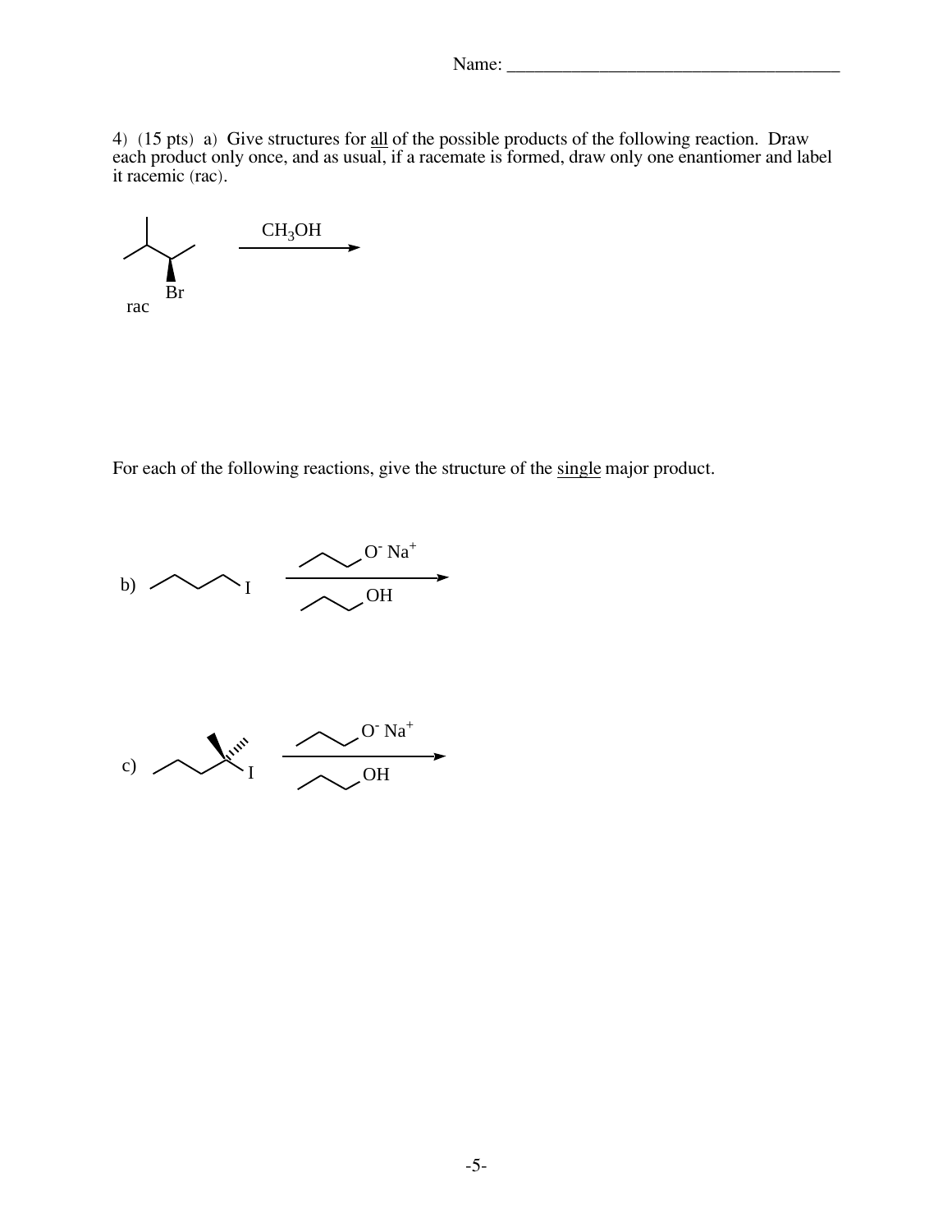Name: ______________________________________

4) (15 pts) a) Give structures for all of the possible products of the following reaction. Draw each product only once, and as usual, if a racemate is formed, draw only one enantiomer and label it racemic (rac).

rac Br $\xrightarrow{CH_3OH}$

For each of the following reactions, give the structure of the single major product.

b) I $\xrightarrow[\text{OH}]{\text{O}^- \text{Na}^+}$

c) I $\xrightarrow[\text{OH}]{\text{O}^- \text{Na}^+}$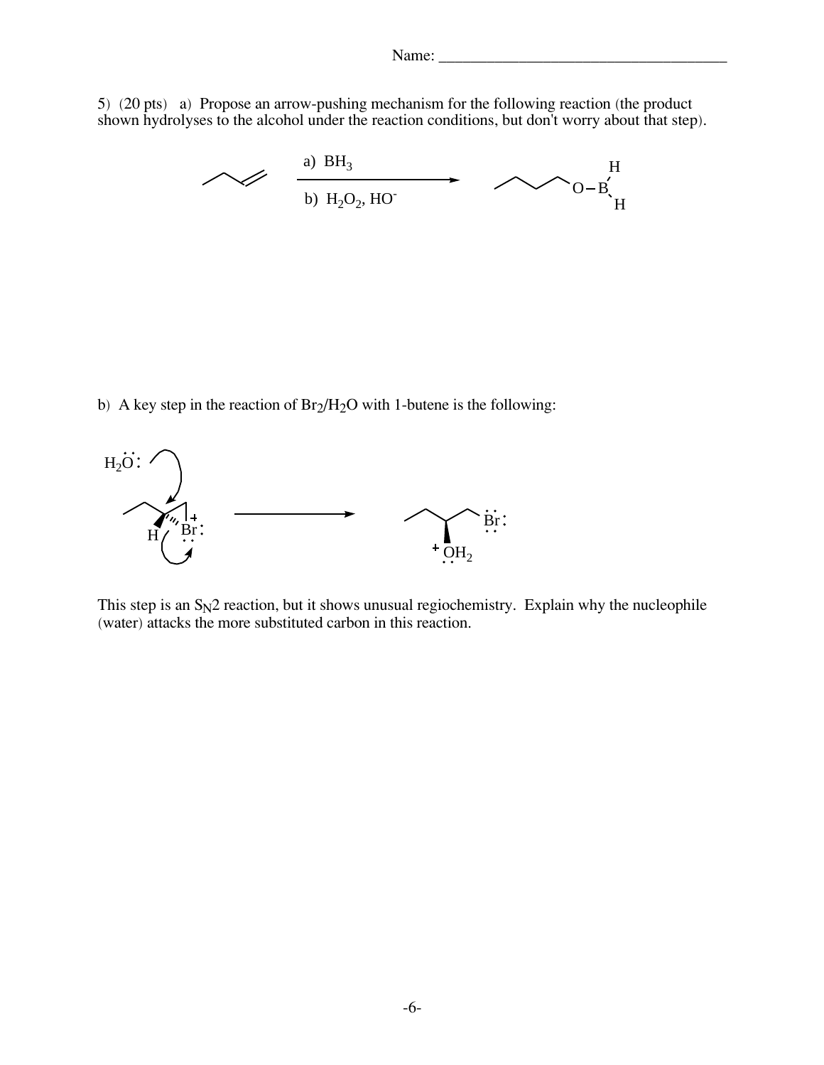5) (20 pts) a) Propose an arrow-pushing mechanism for the following reaction (the product shown hydrolyses to the alcohol under the reaction conditions, but don't worry about that step).

a) $BH_3$

b) $H_2O_2$, $HO^-$

b) A key step in the reaction of $Br_2/H_2O$ with 1-butene is the following:

This step is an $S_N2$ reaction, but it shows unusual regiochemistry. Explain why the nucleophile (water) attacks the more substituted carbon in this reaction.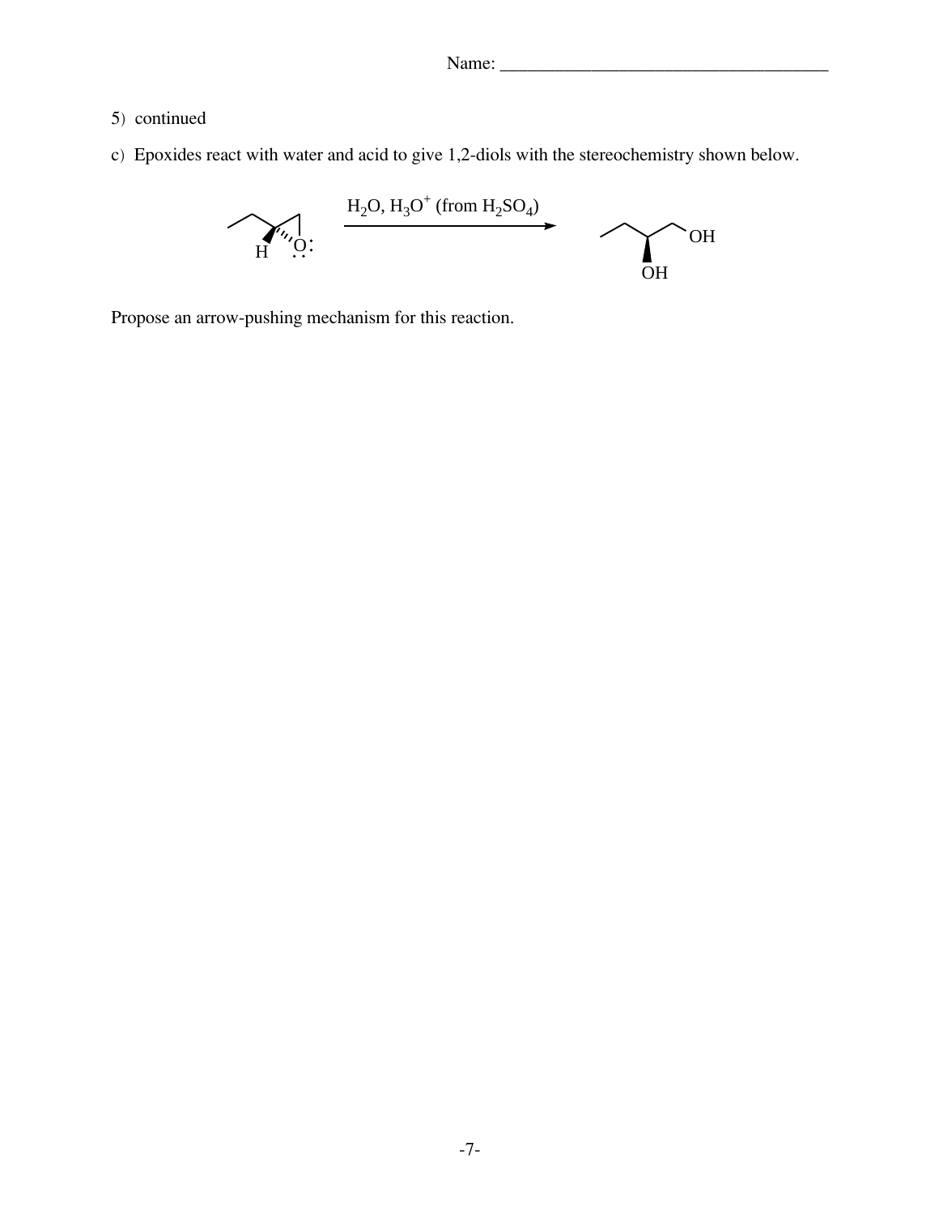Name: ______________________________________

5) continued

c) Epoxides react with water and acid to give 1,2-diols with the stereochemistry shown below.

$H_2O$, $H_3O^+$ (from $H_2SO_4$)

Propose an arrow-pushing mechanism for this reaction.